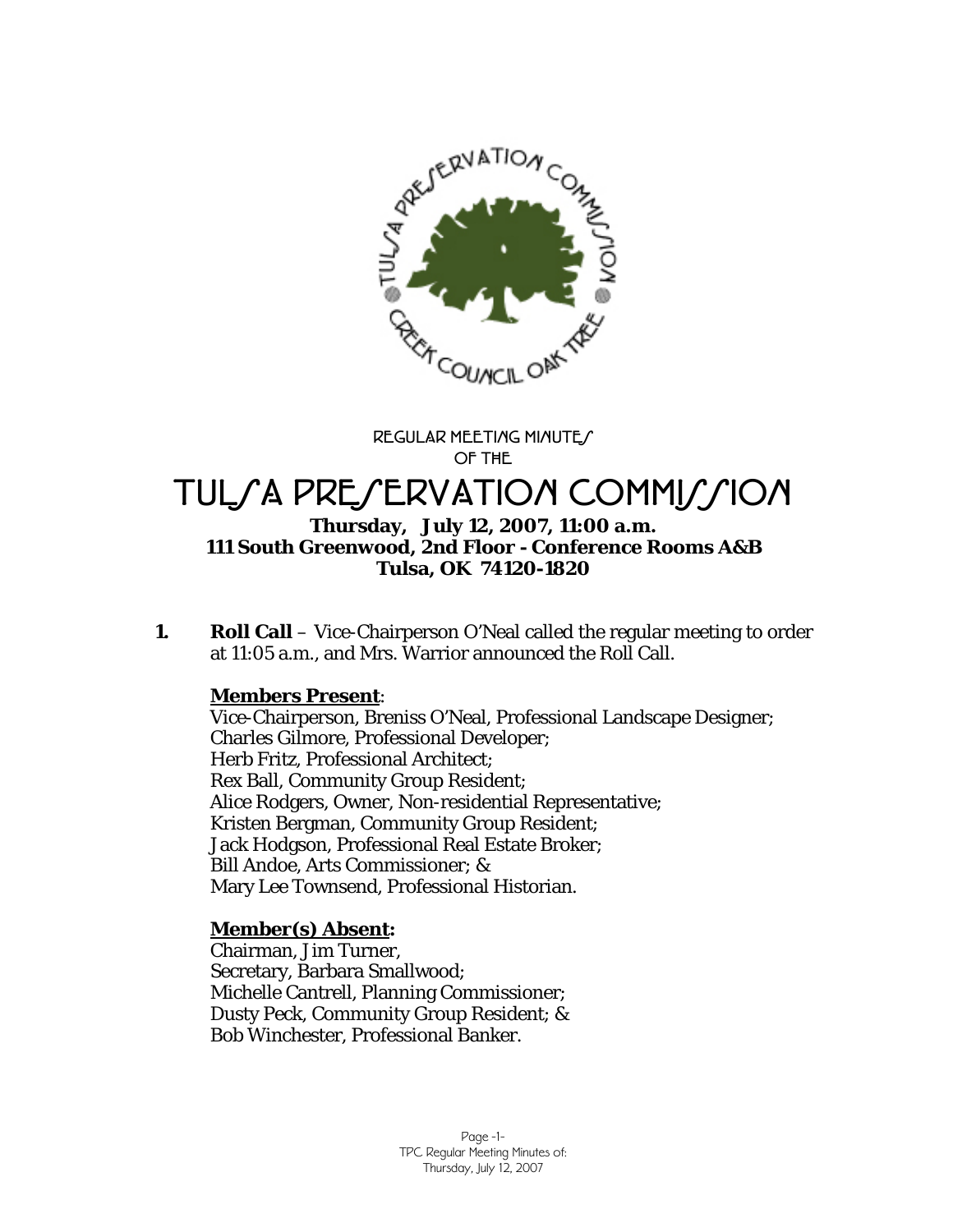REGULAR MEETING MINUTES
OF THE

# TULSA PRESERVATION COMMISSION

**Thursday, July 12, 2007, 11:00 a.m.**
**111 South Greenwood, 2nd Floor - Conference Rooms A&B**
**Tulsa, OK 74120-1820**

**1. Roll Call** – Vice-Chairperson O'Neal called the regular meeting to order at 11:05 a.m., and Mrs. Warrior announced the Roll Call.

**Members Present:**
Vice-Chairperson, Breniss O'Neal, Professional Landscape Designer;
Charles Gilmore, Professional Developer;
Herb Fritz, Professional Architect;
Rex Ball, Community Group Resident;
Alice Rodgers, Owner, Non-residential Representative;
Kristen Bergman, Community Group Resident;
Jack Hodgson, Professional Real Estate Broker;
Bill Andoe, Arts Commissioner; &
Mary Lee Townsend, Professional Historian.

**Member(s) Absent:**
Chairman, Jim Turner,
Secretary, Barbara Smallwood;
Michelle Cantrell, Planning Commissioner;
Dusty Peck, Community Group Resident; &
Bob Winchester, Professional Banker.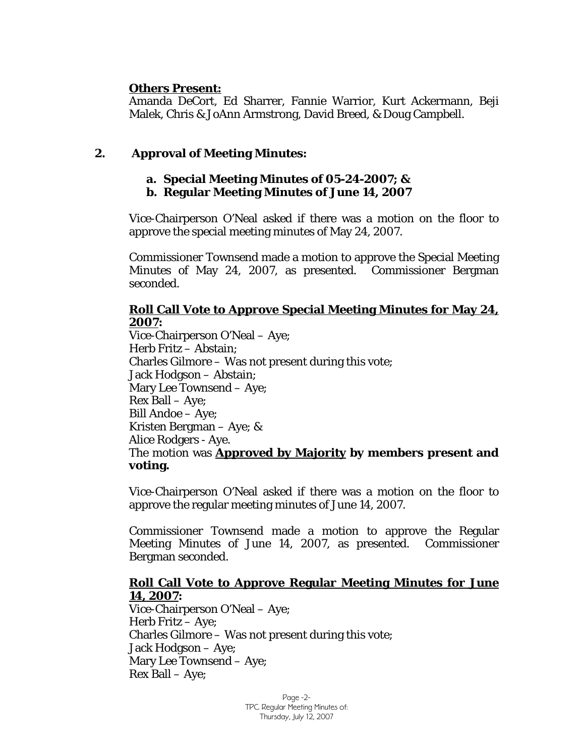**Others Present:**

Amanda DeCort, Ed Sharrer, Fannie Warrior, Kurt Ackermann, Beji Malek, Chris & JoAnn Armstrong, David Breed, & Doug Campbell.

## 2. Approval of Meeting Minutes:

**a. Special Meeting Minutes of 05-24-2007; &**

**b. Regular Meeting Minutes of June 14, 2007**

Vice-Chairperson O'Neal asked if there was a motion on the floor to approve the special meeting minutes of May 24, 2007.

Commissioner Townsend made a motion to approve the Special Meeting Minutes of May 24, 2007, as presented. Commissioner Bergman seconded.

**Roll Call Vote to Approve Special Meeting Minutes for May 24, 2007:**

Vice-Chairperson O'Neal – Aye;
Herb Fritz – Abstain;
Charles Gilmore – Was not present during this vote;
Jack Hodgson – Abstain;
Mary Lee Townsend – Aye;
Rex Ball – Aye;
Bill Andoe – Aye;
Kristen Bergman – Aye; &
Alice Rodgers - Aye.
The motion was **Approved by Majority by members present and voting.**

Vice-Chairperson O'Neal asked if there was a motion on the floor to approve the regular meeting minutes of June 14, 2007.

Commissioner Townsend made a motion to approve the Regular Meeting Minutes of June 14, 2007, as presented. Commissioner Bergman seconded.

**Roll Call Vote to Approve Regular Meeting Minutes for June 14, 2007:**

Vice-Chairperson O'Neal – Aye;
Herb Fritz – Aye;
Charles Gilmore – Was not present during this vote;
Jack Hodgson – Aye;
Mary Lee Townsend – Aye;
Rex Ball – Aye;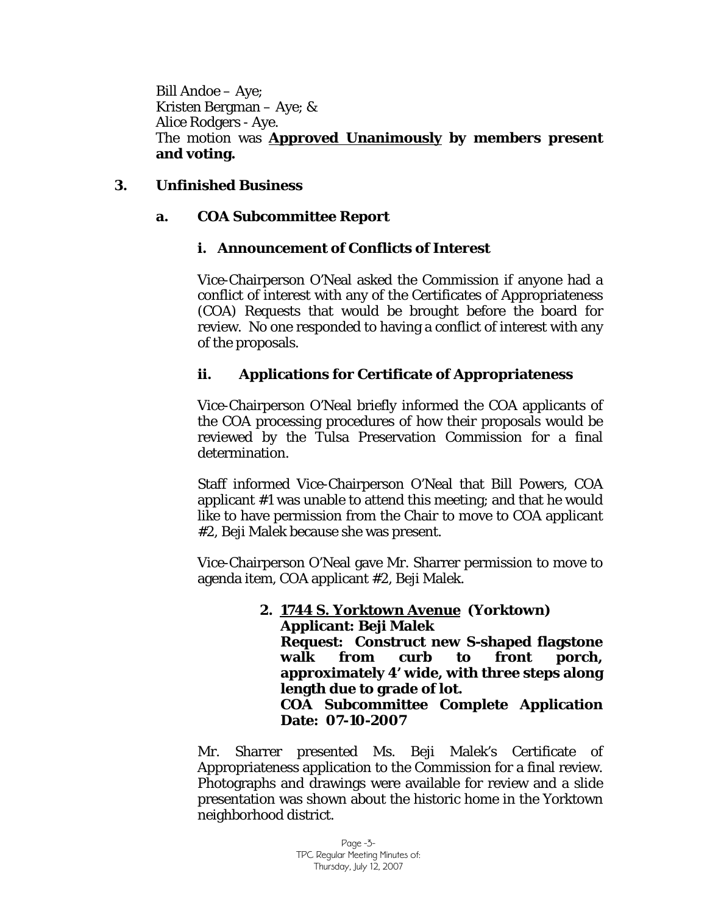Bill Andoe – Aye;
Kristen Bergman – Aye; &
Alice Rodgers - Aye.
The motion was **Approved Unanimously by members present and voting.**

### 3. Unfinished Business

#### a. COA Subcommittee Report

##### i. Announcement of Conflicts of Interest

Vice-Chairperson O'Neal asked the Commission if anyone had a conflict of interest with any of the Certificates of Appropriateness (COA) Requests that would be brought before the board for review. No one responded to having a conflict of interest with any of the proposals.

##### ii. Applications for Certificate of Appropriateness

Vice-Chairperson O'Neal briefly informed the COA applicants of the COA processing procedures of how their proposals would be reviewed by the Tulsa Preservation Commission for a final determination.

Staff informed Vice-Chairperson O'Neal that Bill Powers, COA applicant #1 was unable to attend this meeting; and that he would like to have permission from the Chair to move to COA applicant #2, Beji Malek because she was present.

Vice-Chairperson O'Neal gave Mr. Sharrer permission to move to agenda item, COA applicant #2, Beji Malek.

**2. 1744 S. Yorktown Avenue (Yorktown)**
**Applicant: Beji Malek**
**Request: Construct new S-shaped flagstone walk from curb to front porch, approximately 4' wide, with three steps along length due to grade of lot.**
**COA Subcommittee Complete Application Date: 07-10-2007**

Mr. Sharrer presented Ms. Beji Malek's Certificate of Appropriateness application to the Commission for a final review. Photographs and drawings were available for review and a slide presentation was shown about the historic home in the Yorktown neighborhood district.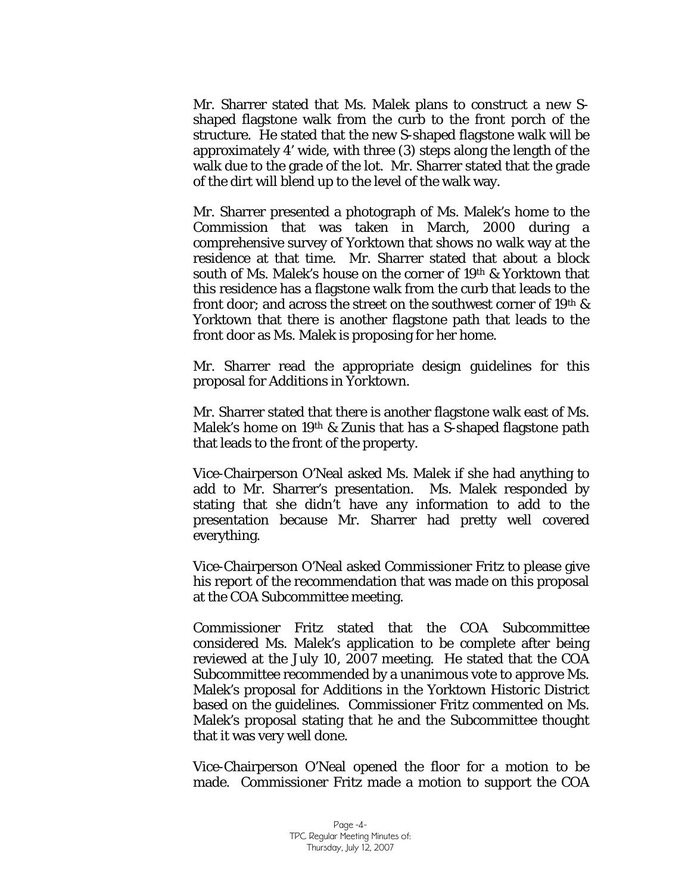Mr. Sharrer stated that Ms. Malek plans to construct a new S-shaped flagstone walk from the curb to the front porch of the structure. He stated that the new S-shaped flagstone walk will be approximately 4' wide, with three (3) steps along the length of the walk due to the grade of the lot. Mr. Sharrer stated that the grade of the dirt will blend up to the level of the walk way.

Mr. Sharrer presented a photograph of Ms. Malek's home to the Commission that was taken in March, 2000 during a comprehensive survey of Yorktown that shows no walk way at the residence at that time. Mr. Sharrer stated that about a block south of Ms. Malek's house on the corner of 19th & Yorktown that this residence has a flagstone walk from the curb that leads to the front door; and across the street on the southwest corner of 19th & Yorktown that there is another flagstone path that leads to the front door as Ms. Malek is proposing for her home.

Mr. Sharrer read the appropriate design guidelines for this proposal for Additions in Yorktown.

Mr. Sharrer stated that there is another flagstone walk east of Ms. Malek's home on 19th & Zunis that has a S-shaped flagstone path that leads to the front of the property.

Vice-Chairperson O'Neal asked Ms. Malek if she had anything to add to Mr. Sharrer's presentation. Ms. Malek responded by stating that she didn't have any information to add to the presentation because Mr. Sharrer had pretty well covered everything.

Vice-Chairperson O'Neal asked Commissioner Fritz to please give his report of the recommendation that was made on this proposal at the COA Subcommittee meeting.

Commissioner Fritz stated that the COA Subcommittee considered Ms. Malek's application to be complete after being reviewed at the July 10, 2007 meeting. He stated that the COA Subcommittee recommended by a unanimous vote to approve Ms. Malek's proposal for Additions in the Yorktown Historic District based on the guidelines. Commissioner Fritz commented on Ms. Malek's proposal stating that he and the Subcommittee thought that it was very well done.

Vice-Chairperson O'Neal opened the floor for a motion to be made. Commissioner Fritz made a motion to support the COA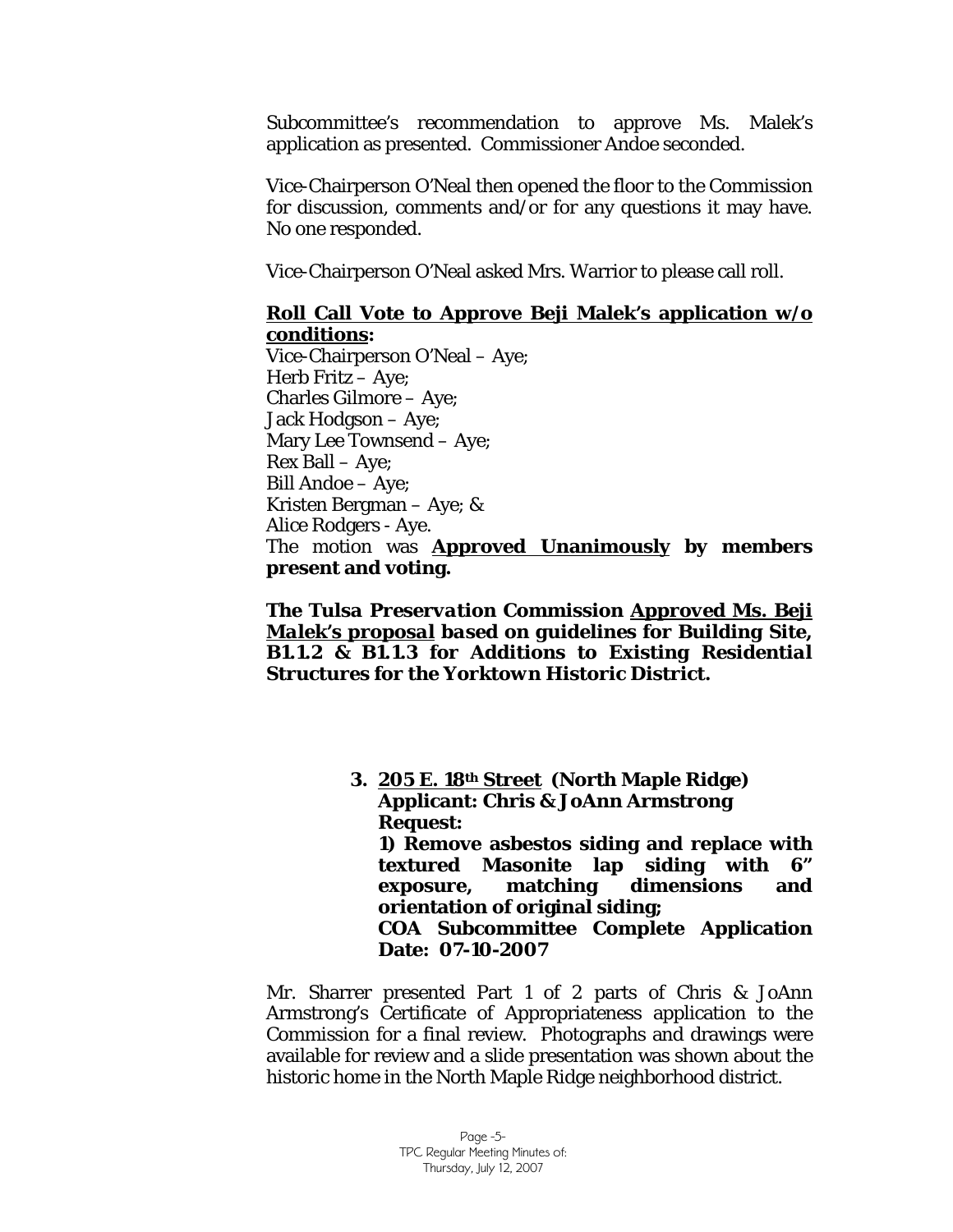Subcommittee's recommendation to approve Ms. Malek's application as presented. Commissioner Andoe seconded.

Vice-Chairperson O'Neal then opened the floor to the Commission for discussion, comments and/or for any questions it may have. No one responded.

Vice-Chairperson O'Neal asked Mrs. Warrior to please call roll.

**Roll Call Vote to Approve Beji Malek's application w/o conditions:**

Vice-Chairperson O'Neal – Aye;
Herb Fritz – Aye;
Charles Gilmore – Aye;
Jack Hodgson – Aye;
Mary Lee Townsend – Aye;
Rex Ball – Aye;
Bill Andoe – Aye;
Kristen Bergman – Aye; &
Alice Rodgers - Aye.
The motion was **Approved Unanimously by members present and voting.**

***The Tulsa Preservation Commission Approved Ms. Beji Malek's proposal based on guidelines for Building Site, B1.1.2 & B1.1.3 for Additions to Existing Residential Structures for the Yorktown Historic District.***

**3. 205 E. 18th Street (North Maple Ridge)**
**Applicant: Chris & JoAnn Armstrong**
**Request:**
**1) Remove asbestos siding and replace with textured Masonite lap siding with 6" exposure, matching dimensions and orientation of original siding;**
**COA Subcommittee Complete Application Date: 07-10-2007**

Mr. Sharrer presented Part 1 of 2 parts of Chris & JoAnn Armstrong's Certificate of Appropriateness application to the Commission for a final review. Photographs and drawings were available for review and a slide presentation was shown about the historic home in the North Maple Ridge neighborhood district.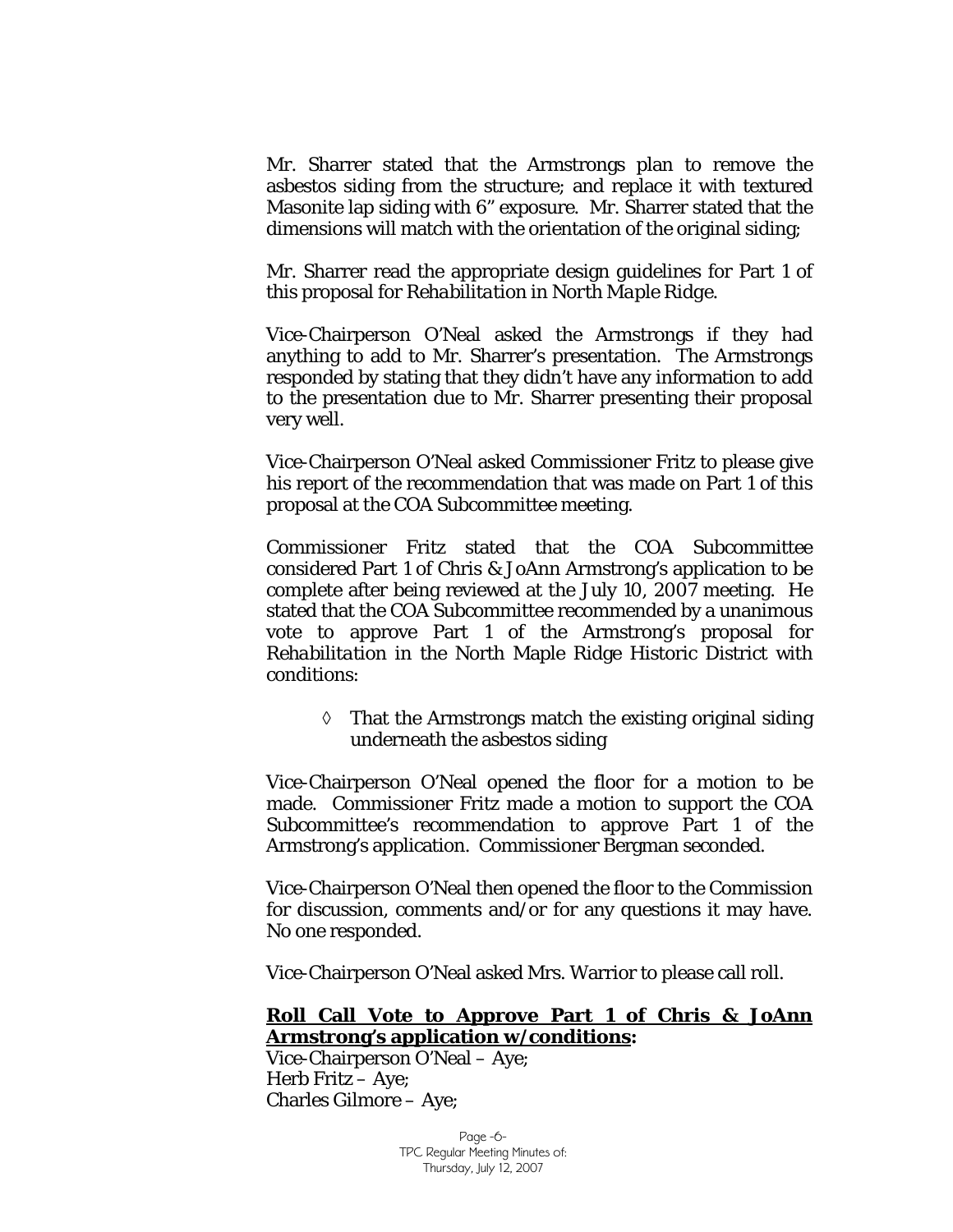Mr. Sharrer stated that the Armstrongs plan to remove the asbestos siding from the structure; and replace it with textured Masonite lap siding with 6" exposure. Mr. Sharrer stated that the dimensions will match with the orientation of the original siding;

Mr. Sharrer read the appropriate design guidelines for Part 1 of this proposal for *Rehabilitation in North Maple Ridge*.

Vice-Chairperson O'Neal asked the Armstrongs if they had anything to add to Mr. Sharrer's presentation. The Armstrongs responded by stating that they didn't have any information to add to the presentation due to Mr. Sharrer presenting their proposal very well.

Vice-Chairperson O'Neal asked Commissioner Fritz to please give his report of the recommendation that was made on Part 1 of this proposal at the COA Subcommittee meeting.

Commissioner Fritz stated that the COA Subcommittee considered Part 1 of Chris & JoAnn Armstrong's application to be complete after being reviewed at the July 10, 2007 meeting. He stated that the COA Subcommittee recommended by a unanimous vote to approve Part 1 of the Armstrong's proposal for *Rehabilitation* in the North Maple Ridge Historic District with conditions:

- ◊ That the Armstrongs match the existing original siding underneath the asbestos siding

Vice-Chairperson O'Neal opened the floor for a motion to be made. Commissioner Fritz made a motion to support the COA Subcommittee's recommendation to approve Part 1 of the Armstrong's application. Commissioner Bergman seconded.

Vice-Chairperson O'Neal then opened the floor to the Commission for discussion, comments and/or for any questions it may have. No one responded.

Vice-Chairperson O'Neal asked Mrs. Warrior to please call roll.

**Roll Call Vote to Approve Part 1 of Chris & JoAnn Armstrong's application w/conditions:**
Vice-Chairperson O'Neal – Aye;
Herb Fritz – Aye;
Charles Gilmore – Aye;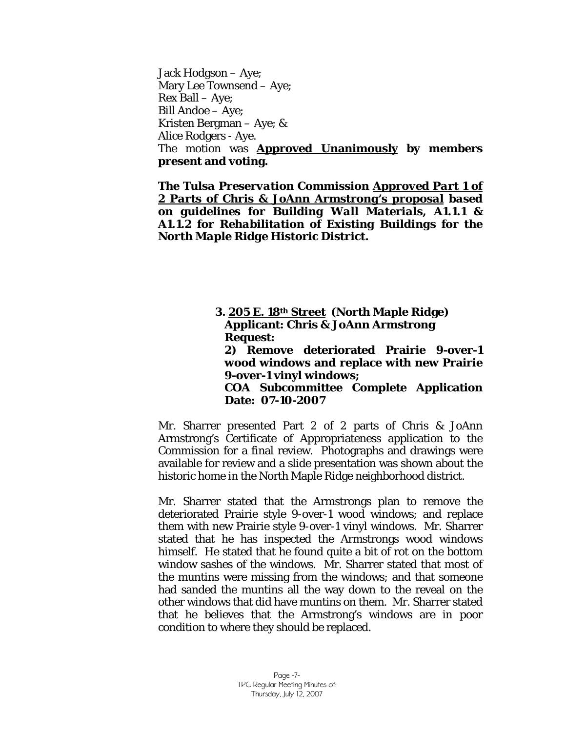Jack Hodgson – Aye;
Mary Lee Townsend – Aye;
Rex Ball – Aye;
Bill Andoe – Aye;
Kristen Bergman – Aye; &
Alice Rodgers - Aye.
The motion was **Approved Unanimously by members present and voting.**

***The Tulsa Preservation Commission Approved Part 1 of 2 Parts of Chris & JoAnn Armstrong's proposal based on guidelines for Building Wall Materials, A1.1.1 & A1.1.2 for Rehabilitation of Existing Buildings for the North Maple Ridge Historic District.***

**3. 205 E. 18th Street (North Maple Ridge)**
**Applicant: Chris & JoAnn Armstrong**
**Request:**
**2) Remove deteriorated Prairie 9-over-1 wood windows and replace with new Prairie 9-over-1 vinyl windows;**
**COA Subcommittee Complete Application Date: 07-10-2007**

Mr. Sharrer presented Part 2 of 2 parts of Chris & JoAnn Armstrong's Certificate of Appropriateness application to the Commission for a final review. Photographs and drawings were available for review and a slide presentation was shown about the historic home in the North Maple Ridge neighborhood district.

Mr. Sharrer stated that the Armstrongs plan to remove the deteriorated Prairie style 9-over-1 wood windows; and replace them with new Prairie style 9-over-1 vinyl windows. Mr. Sharrer stated that he has inspected the Armstrongs wood windows himself. He stated that he found quite a bit of rot on the bottom window sashes of the windows. Mr. Sharrer stated that most of the muntins were missing from the windows; and that someone had sanded the muntins all the way down to the reveal on the other windows that did have muntins on them. Mr. Sharrer stated that he believes that the Armstrong's windows are in poor condition to where they should be replaced.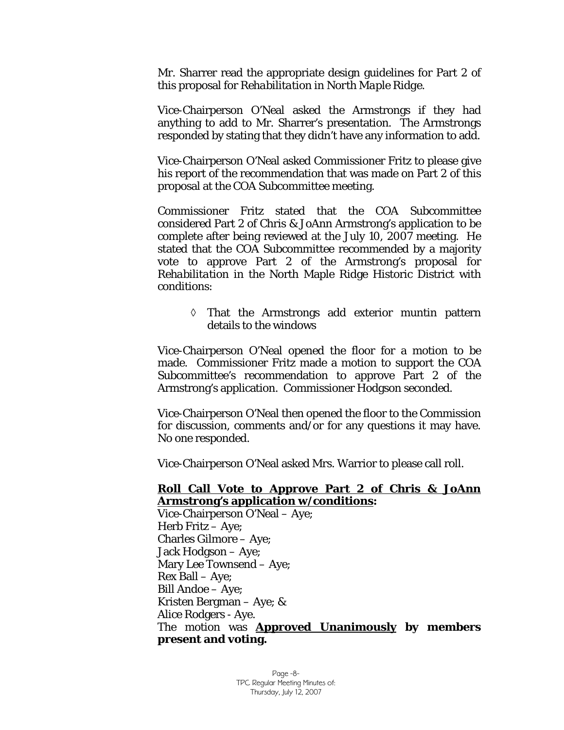Mr. Sharrer read the appropriate design guidelines for Part 2 of this proposal for *Rehabilitation in North Maple Ridge*.

Vice-Chairperson O'Neal asked the Armstrongs if they had anything to add to Mr. Sharrer's presentation. The Armstrongs responded by stating that they didn't have any information to add.

Vice-Chairperson O'Neal asked Commissioner Fritz to please give his report of the recommendation that was made on Part 2 of this proposal at the COA Subcommittee meeting.

Commissioner Fritz stated that the COA Subcommittee considered Part 2 of Chris & JoAnn Armstrong's application to be complete after being reviewed at the July 10, 2007 meeting. He stated that the COA Subcommittee recommended by a majority vote to approve Part 2 of the Armstrong's proposal for *Rehabilitation* in the North Maple Ridge Historic District with conditions:

- That the Armstrongs add exterior muntin pattern details to the windows

Vice-Chairperson O'Neal opened the floor for a motion to be made. Commissioner Fritz made a motion to support the COA Subcommittee's recommendation to approve Part 2 of the Armstrong's application. Commissioner Hodgson seconded.

Vice-Chairperson O'Neal then opened the floor to the Commission for discussion, comments and/or for any questions it may have. No one responded.

Vice-Chairperson O'Neal asked Mrs. Warrior to please call roll.

**Roll Call Vote to Approve Part 2 of Chris & JoAnn Armstrong's application w/conditions:**

Vice-Chairperson O'Neal – Aye;
Herb Fritz – Aye;
Charles Gilmore – Aye;
Jack Hodgson – Aye;
Mary Lee Townsend – Aye;
Rex Ball – Aye;
Bill Andoe – Aye;
Kristen Bergman – Aye; &
Alice Rodgers - Aye.

The motion was **Approved Unanimously by members present and voting.**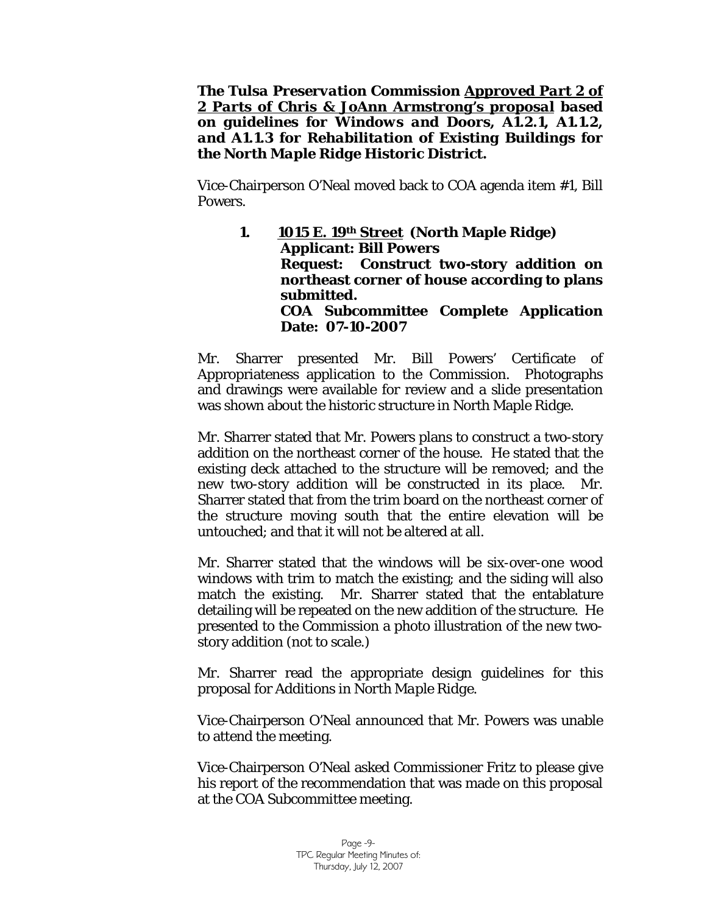***The Tulsa Preservation Commission <u>Approved Part 2 of 2 Parts of Chris & JoAnn Armstrong's proposal</u> based on guidelines for Windows and Doors, A1.2.1, A1.1.2, and A1.1.3 for Rehabilitation of Existing Buildings for the North Maple Ridge Historic District.***

Vice-Chairperson O'Neal moved back to COA agenda item #1, Bill Powers.

1. **<u>1015 E. 19th Street</u> (North Maple Ridge)**
   **Applicant: Bill Powers**
   **Request: Construct two-story addition on northeast corner of house according to plans submitted.**
   **COA Subcommittee Complete Application Date: 07-10-2007**

Mr. Sharrer presented Mr. Bill Powers' Certificate of Appropriateness application to the Commission. Photographs and drawings were available for review and a slide presentation was shown about the historic structure in North Maple Ridge.

Mr. Sharrer stated that Mr. Powers plans to construct a two-story addition on the northeast corner of the house. He stated that the existing deck attached to the structure will be removed; and the new two-story addition will be constructed in its place. Mr. Sharrer stated that from the trim board on the northeast corner of the structure moving south that the entire elevation will be untouched; and that it will not be altered at all.

Mr. Sharrer stated that the windows will be six-over-one wood windows with trim to match the existing; and the siding will also match the existing. Mr. Sharrer stated that the entablature detailing will be repeated on the new addition of the structure. He presented to the Commission a photo illustration of the new two-story addition (not to scale.)

Mr. Sharrer read the appropriate design guidelines for this proposal for *Additions in North Maple Ridge.*

Vice-Chairperson O'Neal announced that Mr. Powers was unable to attend the meeting.

Vice-Chairperson O'Neal asked Commissioner Fritz to please give his report of the recommendation that was made on this proposal at the COA Subcommittee meeting.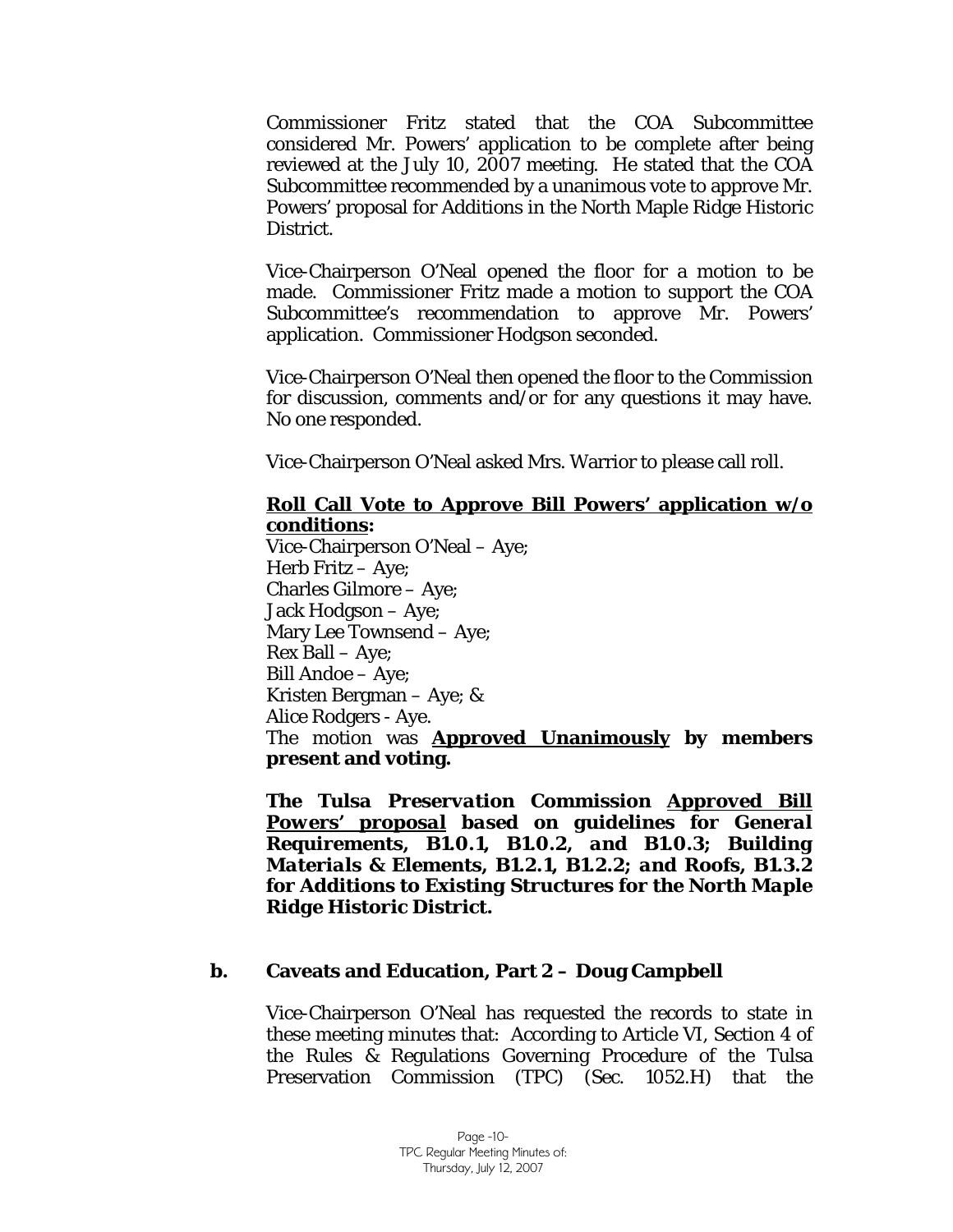Commissioner Fritz stated that the COA Subcommittee considered Mr. Powers' application to be complete after being reviewed at the July 10, 2007 meeting. He stated that the COA Subcommittee recommended by a unanimous vote to approve Mr. Powers' proposal for Additions in the North Maple Ridge Historic District.

Vice-Chairperson O'Neal opened the floor for a motion to be made. Commissioner Fritz made a motion to support the COA Subcommittee's recommendation to approve Mr. Powers' application. Commissioner Hodgson seconded.

Vice-Chairperson O'Neal then opened the floor to the Commission for discussion, comments and/or for any questions it may have. No one responded.

Vice-Chairperson O'Neal asked Mrs. Warrior to please call roll.

**<u>Roll Call Vote to Approve Bill Powers' application w/o conditions</u>:**
Vice-Chairperson O'Neal – Aye;
Herb Fritz – Aye;
Charles Gilmore – Aye;
Jack Hodgson – Aye;
Mary Lee Townsend – Aye;
Rex Ball – Aye;
Bill Andoe – Aye;
Kristen Bergman – Aye; &
Alice Rodgers - Aye.
The motion was **<u>Approved Unanimously</u> by members present and voting.**

***The Tulsa Preservation Commission <u>Approved Bill Powers' proposal</u> based on guidelines for General Requirements, B1.0.1, B1.0.2, and B1.0.3; Building Materials & Elements, B1.2.1, B1.2.2; and Roofs, B1.3.2 for Additions to Existing Structures for the North Maple Ridge Historic District.***

**b. Caveats and Education, Part 2 – Doug Campbell**

Vice-Chairperson O'Neal has requested the records to state in these meeting minutes that: According to Article VI, Section 4 of the Rules & Regulations Governing Procedure of the Tulsa Preservation Commission (TPC) (Sec. 1052.H) that the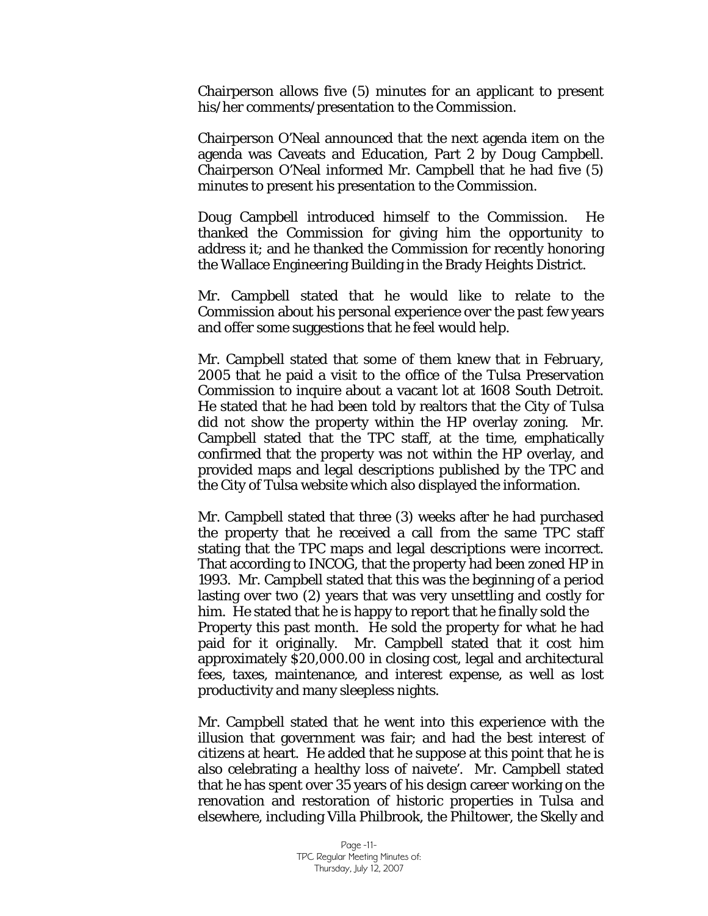Chairperson allows five (5) minutes for an applicant to present his/her comments/presentation to the Commission.

Chairperson O'Neal announced that the next agenda item on the agenda was Caveats and Education, Part 2 by Doug Campbell. Chairperson O'Neal informed Mr. Campbell that he had five (5) minutes to present his presentation to the Commission.

Doug Campbell introduced himself to the Commission. He thanked the Commission for giving him the opportunity to address it; and he thanked the Commission for recently honoring the Wallace Engineering Building in the Brady Heights District.

Mr. Campbell stated that he would like to relate to the Commission about his personal experience over the past few years and offer some suggestions that he feel would help.

Mr. Campbell stated that some of them knew that in February, 2005 that he paid a visit to the office of the Tulsa Preservation Commission to inquire about a vacant lot at 1608 South Detroit. He stated that he had been told by realtors that the City of Tulsa did not show the property within the HP overlay zoning. Mr. Campbell stated that the TPC staff, at the time, emphatically confirmed that the property was not within the HP overlay, and provided maps and legal descriptions published by the TPC and the City of Tulsa website which also displayed the information.

Mr. Campbell stated that three (3) weeks after he had purchased the property that he received a call from the same TPC staff stating that the TPC maps and legal descriptions were incorrect. That according to INCOG, that the property had been zoned HP in 1993. Mr. Campbell stated that this was the beginning of a period lasting over two (2) years that was very unsettling and costly for him. He stated that he is happy to report that he finally sold the Property this past month. He sold the property for what he had paid for it originally. Mr. Campbell stated that it cost him approximately $20,000.00 in closing cost, legal and architectural fees, taxes, maintenance, and interest expense, as well as lost productivity and many sleepless nights.

Mr. Campbell stated that he went into this experience with the illusion that government was fair; and had the best interest of citizens at heart. He added that he suppose at this point that he is also celebrating a healthy loss of naivete'. Mr. Campbell stated that he has spent over 35 years of his design career working on the renovation and restoration of historic properties in Tulsa and elsewhere, including Villa Philbrook, the Philtower, the Skelly and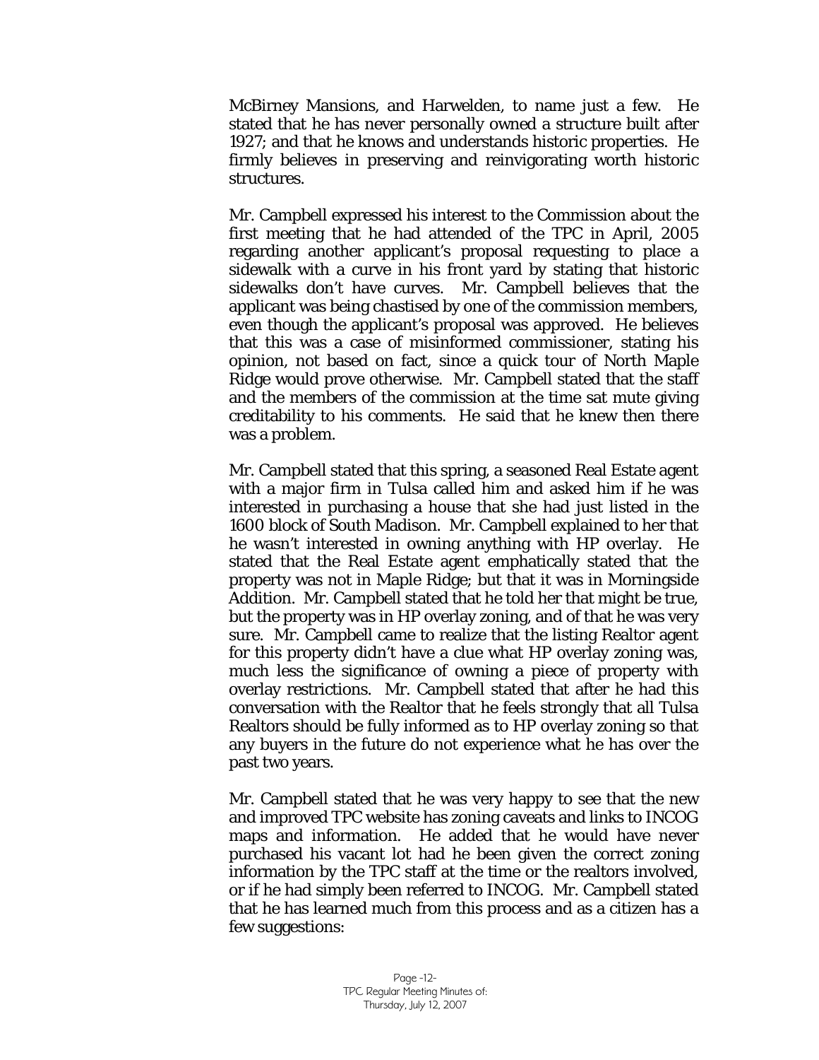McBirney Mansions, and Harwelden, to name just a few. He stated that he has never personally owned a structure built after 1927; and that he knows and understands historic properties. He firmly believes in preserving and reinvigorating worth historic structures.

Mr. Campbell expressed his interest to the Commission about the first meeting that he had attended of the TPC in April, 2005 regarding another applicant's proposal requesting to place a sidewalk with a curve in his front yard by stating that historic sidewalks don't have curves. Mr. Campbell believes that the applicant was being chastised by one of the commission members, even though the applicant's proposal was approved. He believes that this was a case of misinformed commissioner, stating his opinion, not based on fact, since a quick tour of North Maple Ridge would prove otherwise. Mr. Campbell stated that the staff and the members of the commission at the time sat mute giving creditability to his comments. He said that he knew then there was a problem.

Mr. Campbell stated that this spring, a seasoned Real Estate agent with a major firm in Tulsa called him and asked him if he was interested in purchasing a house that she had just listed in the 1600 block of South Madison. Mr. Campbell explained to her that he wasn't interested in owning anything with HP overlay. He stated that the Real Estate agent emphatically stated that the property was not in Maple Ridge; but that it was in Morningside Addition. Mr. Campbell stated that he told her that might be true, but the property was in HP overlay zoning, and of that he was very sure. Mr. Campbell came to realize that the listing Realtor agent for this property didn't have a clue what HP overlay zoning was, much less the significance of owning a piece of property with overlay restrictions. Mr. Campbell stated that after he had this conversation with the Realtor that he feels strongly that all Tulsa Realtors should be fully informed as to HP overlay zoning so that any buyers in the future do not experience what he has over the past two years.

Mr. Campbell stated that he was very happy to see that the new and improved TPC website has zoning caveats and links to INCOG maps and information. He added that he would have never purchased his vacant lot had he been given the correct zoning information by the TPC staff at the time or the realtors involved, or if he had simply been referred to INCOG. Mr. Campbell stated that he has learned much from this process and as a citizen has a few suggestions: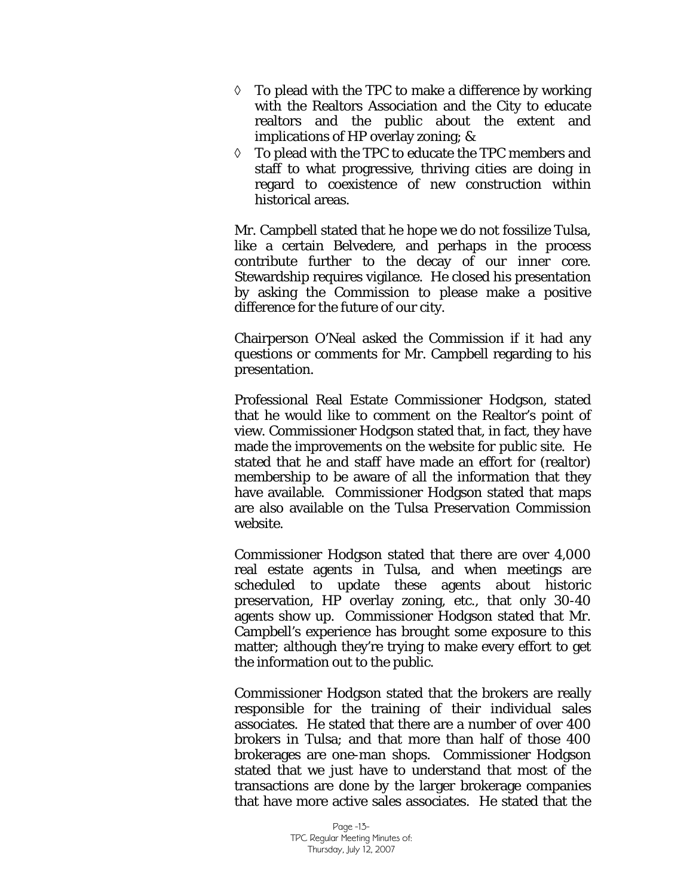- ◊ To plead with the TPC to make a difference by working with the Realtors Association and the City to educate realtors and the public about the extent and implications of HP overlay zoning; &
- ◊ To plead with the TPC to educate the TPC members and staff to what progressive, thriving cities are doing in regard to coexistence of new construction within historical areas.

Mr. Campbell stated that he hope we do not fossilize Tulsa, like a certain Belvedere, and perhaps in the process contribute further to the decay of our inner core. Stewardship requires vigilance. He closed his presentation by asking the Commission to please make a positive difference for the future of our city.

Chairperson O'Neal asked the Commission if it had any questions or comments for Mr. Campbell regarding to his presentation.

Professional Real Estate Commissioner Hodgson, stated that he would like to comment on the Realtor's point of view. Commissioner Hodgson stated that, in fact, they have made the improvements on the website for public site. He stated that he and staff have made an effort for (realtor) membership to be aware of all the information that they have available. Commissioner Hodgson stated that maps are also available on the Tulsa Preservation Commission website.

Commissioner Hodgson stated that there are over 4,000 real estate agents in Tulsa, and when meetings are scheduled to update these agents about historic preservation, HP overlay zoning, etc., that only 30-40 agents show up. Commissioner Hodgson stated that Mr. Campbell's experience has brought some exposure to this matter; although they're trying to make every effort to get the information out to the public.

Commissioner Hodgson stated that the brokers are really responsible for the training of their individual sales associates. He stated that there are a number of over 400 brokers in Tulsa; and that more than half of those 400 brokerages are one-man shops. Commissioner Hodgson stated that we just have to understand that most of the transactions are done by the larger brokerage companies that have more active sales associates. He stated that the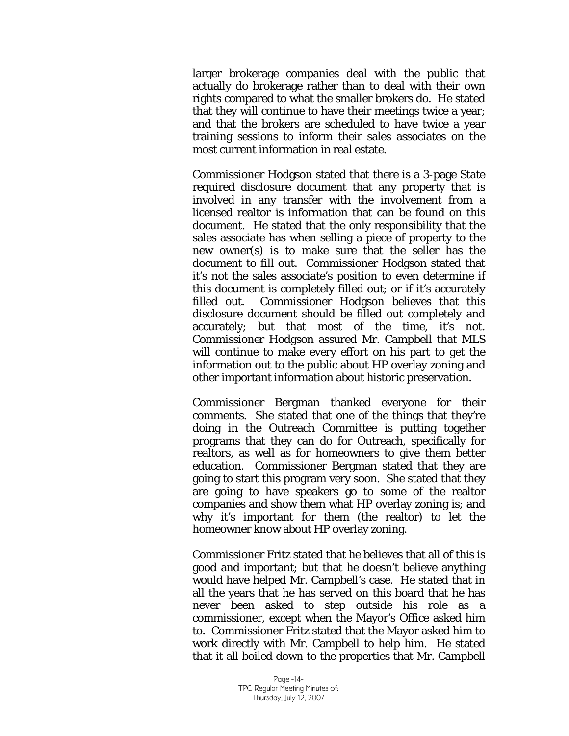larger brokerage companies deal with the public that actually do brokerage rather than to deal with their own rights compared to what the smaller brokers do. He stated that they will continue to have their meetings twice a year; and that the brokers are scheduled to have twice a year training sessions to inform their sales associates on the most current information in real estate.

Commissioner Hodgson stated that there is a 3-page State required disclosure document that any property that is involved in any transfer with the involvement from a licensed realtor is information that can be found on this document. He stated that the only responsibility that the sales associate has when selling a piece of property to the new owner(s) is to make sure that the seller has the document to fill out. Commissioner Hodgson stated that it's not the sales associate's position to even determine if this document is completely filled out; or if it's accurately filled out. Commissioner Hodgson believes that this disclosure document should be filled out completely and accurately; but that most of the time, it's not. Commissioner Hodgson assured Mr. Campbell that MLS will continue to make every effort on his part to get the information out to the public about HP overlay zoning and other important information about historic preservation.

Commissioner Bergman thanked everyone for their comments. She stated that one of the things that they're doing in the Outreach Committee is putting together programs that they can do for Outreach, specifically for realtors, as well as for homeowners to give them better education. Commissioner Bergman stated that they are going to start this program very soon. She stated that they are going to have speakers go to some of the realtor companies and show them what HP overlay zoning is; and why it's important for them (the realtor) to let the homeowner know about HP overlay zoning.

Commissioner Fritz stated that he believes that all of this is good and important; but that he doesn't believe anything would have helped Mr. Campbell's case. He stated that in all the years that he has served on this board that he has never been asked to step outside his role as a commissioner, except when the Mayor's Office asked him to. Commissioner Fritz stated that the Mayor asked him to work directly with Mr. Campbell to help him. He stated that it all boiled down to the properties that Mr. Campbell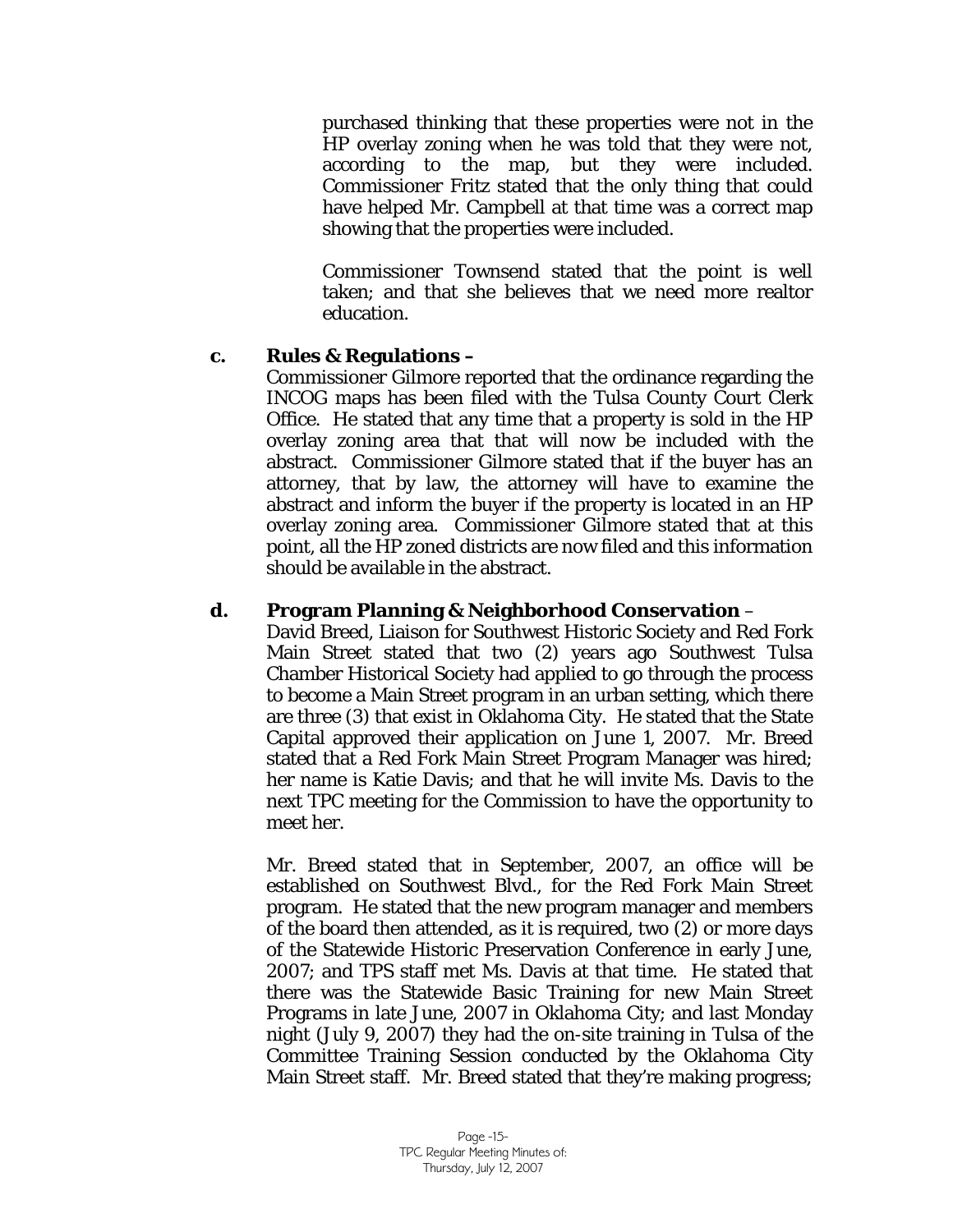purchased thinking that these properties were not in the HP overlay zoning when he was told that they were not, according to the map, but they were included. Commissioner Fritz stated that the only thing that could have helped Mr. Campbell at that time was a correct map showing that the properties were included.

Commissioner Townsend stated that the point is well taken; and that she believes that we need more realtor education.

**c. Rules & Regulations –**

Commissioner Gilmore reported that the ordinance regarding the INCOG maps has been filed with the Tulsa County Court Clerk Office. He stated that any time that a property is sold in the HP overlay zoning area that that will now be included with the abstract. Commissioner Gilmore stated that if the buyer has an attorney, that by law, the attorney will have to examine the abstract and inform the buyer if the property is located in an HP overlay zoning area. Commissioner Gilmore stated that at this point, all the HP zoned districts are now filed and this information should be available in the abstract.

**d. Program Planning & Neighborhood Conservation** –

David Breed, Liaison for Southwest Historic Society and Red Fork Main Street stated that two (2) years ago Southwest Tulsa Chamber Historical Society had applied to go through the process to become a Main Street program in an urban setting, which there are three (3) that exist in Oklahoma City. He stated that the State Capital approved their application on June 1, 2007. Mr. Breed stated that a Red Fork Main Street Program Manager was hired; her name is Katie Davis; and that he will invite Ms. Davis to the next TPC meeting for the Commission to have the opportunity to meet her.

Mr. Breed stated that in September, 2007, an office will be established on Southwest Blvd., for the Red Fork Main Street program. He stated that the new program manager and members of the board then attended, as it is required, two (2) or more days of the Statewide Historic Preservation Conference in early June, 2007; and TPS staff met Ms. Davis at that time. He stated that there was the Statewide Basic Training for new Main Street Programs in late June, 2007 in Oklahoma City; and last Monday night (July 9, 2007) they had the on-site training in Tulsa of the Committee Training Session conducted by the Oklahoma City Main Street staff. Mr. Breed stated that they're making progress;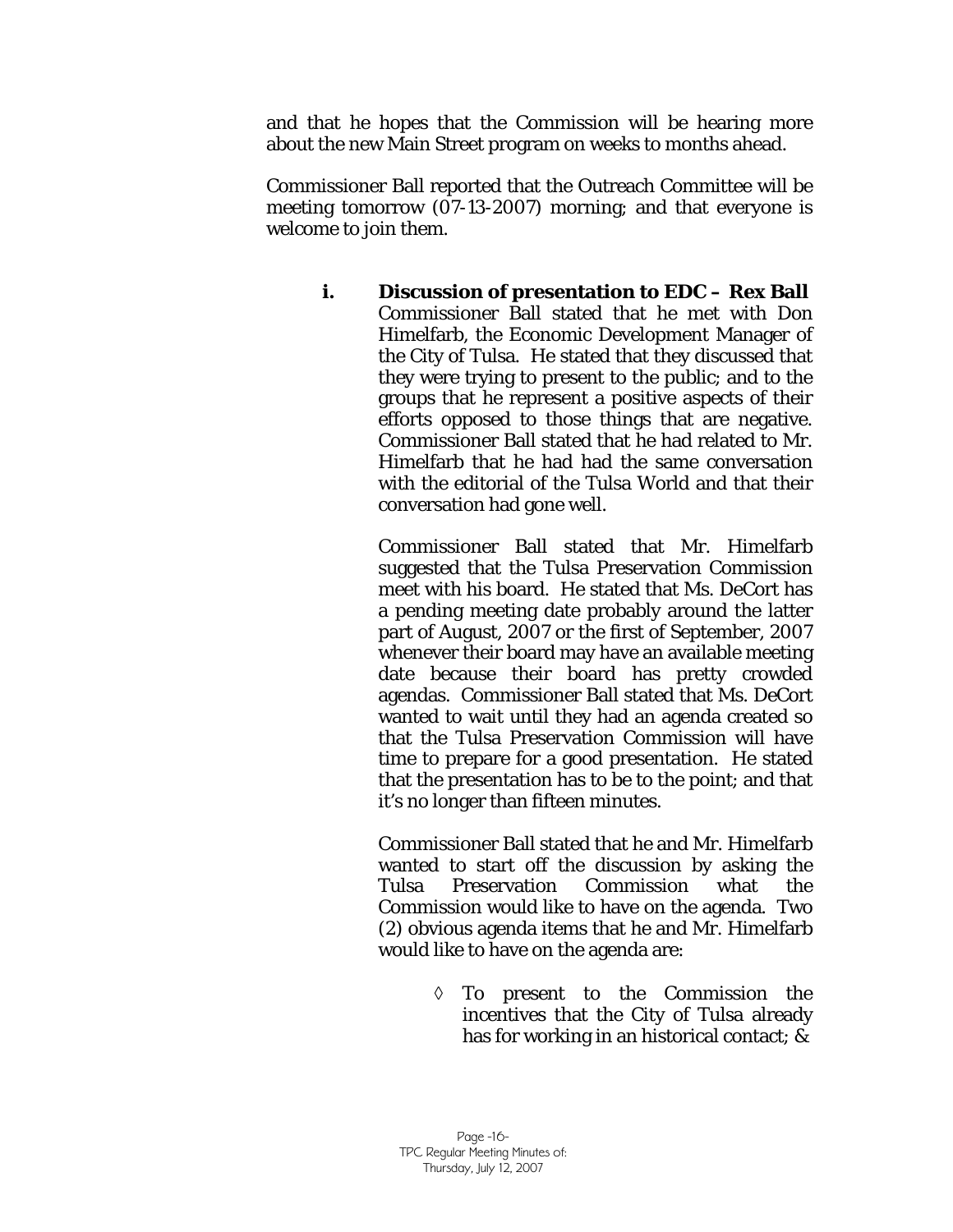and that he hopes that the Commission will be hearing more about the new Main Street program on weeks to months ahead.

Commissioner Ball reported that the Outreach Committee will be meeting tomorrow (07-13-2007) morning; and that everyone is welcome to join them.

**i. Discussion of presentation to EDC – Rex Ball**

Commissioner Ball stated that he met with Don Himelfarb, the Economic Development Manager of the City of Tulsa. He stated that they discussed that they were trying to present to the public; and to the groups that he represent a positive aspects of their efforts opposed to those things that are negative. Commissioner Ball stated that he had related to Mr. Himelfarb that he had had the same conversation with the editorial of the Tulsa World and that their conversation had gone well.

Commissioner Ball stated that Mr. Himelfarb suggested that the Tulsa Preservation Commission meet with his board. He stated that Ms. DeCort has a pending meeting date probably around the latter part of August, 2007 or the first of September, 2007 whenever their board may have an available meeting date because their board has pretty crowded agendas. Commissioner Ball stated that Ms. DeCort wanted to wait until they had an agenda created so that the Tulsa Preservation Commission will have time to prepare for a good presentation. He stated that the presentation has to be to the point; and that it's no longer than fifteen minutes.

Commissioner Ball stated that he and Mr. Himelfarb wanted to start off the discussion by asking the Tulsa Preservation Commission what the Commission would like to have on the agenda. Two (2) obvious agenda items that he and Mr. Himelfarb would like to have on the agenda are:

- ◊ To present to the Commission the incentives that the City of Tulsa already has for working in an historical contact; &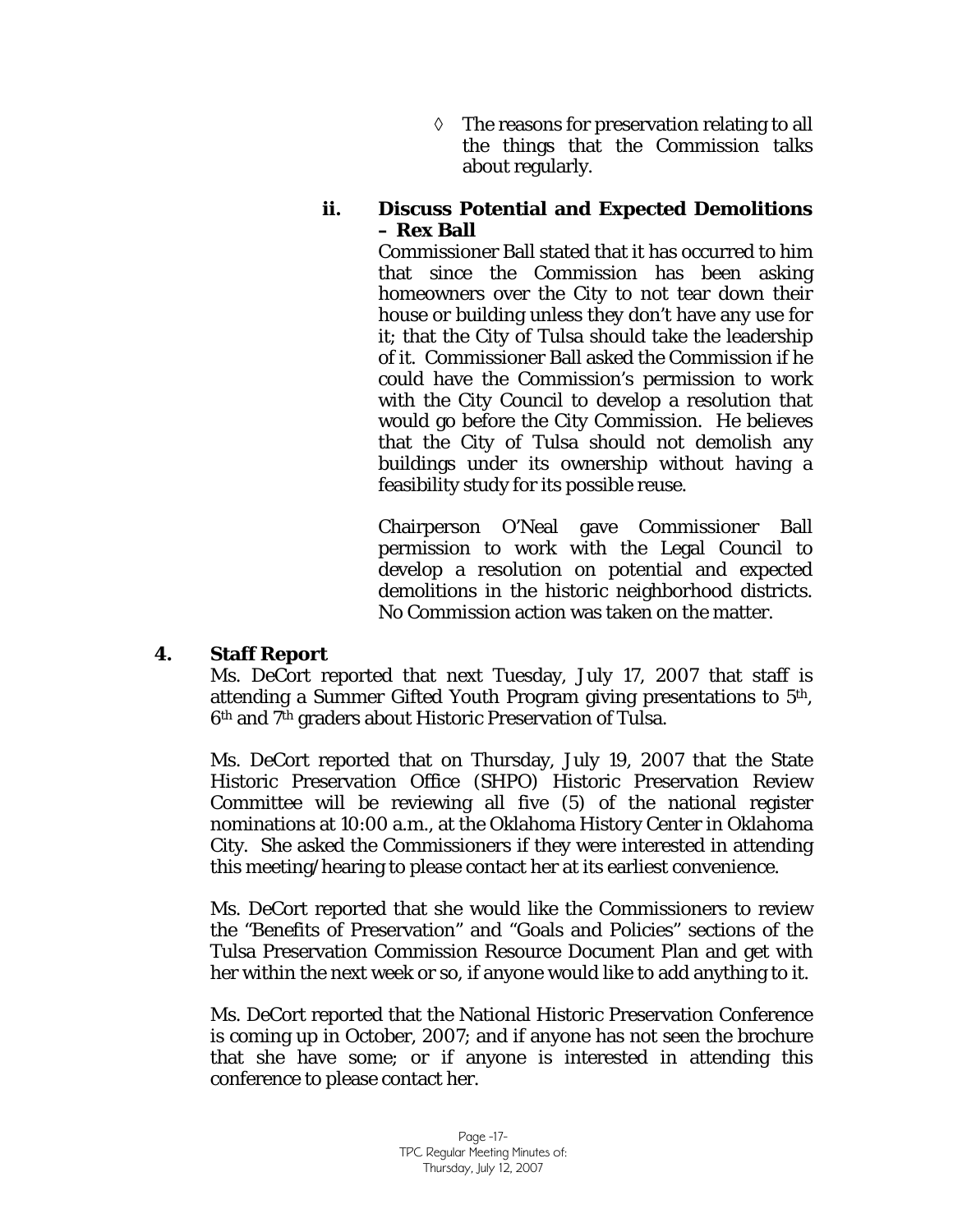◊ The reasons for preservation relating to all the things that the Commission talks about regularly.

**ii. Discuss Potential and Expected Demolitions – Rex Ball**

Commissioner Ball stated that it has occurred to him that since the Commission has been asking homeowners over the City to not tear down their house or building unless they don't have any use for it; that the City of Tulsa should take the leadership of it. Commissioner Ball asked the Commission if he could have the Commission's permission to work with the City Council to develop a resolution that would go before the City Commission. He believes that the City of Tulsa should not demolish any buildings under its ownership without having a feasibility study for its possible reuse.

Chairperson O'Neal gave Commissioner Ball permission to work with the Legal Council to develop a resolution on potential and expected demolitions in the historic neighborhood districts. No Commission action was taken on the matter.

**4. Staff Report**

Ms. DeCort reported that next Tuesday, July 17, 2007 that staff is attending a Summer Gifted Youth Program giving presentations to 5th, 6th and 7th graders about Historic Preservation of Tulsa.

Ms. DeCort reported that on Thursday, July 19, 2007 that the State Historic Preservation Office (SHPO) Historic Preservation Review Committee will be reviewing all five (5) of the national register nominations at 10:00 a.m., at the Oklahoma History Center in Oklahoma City. She asked the Commissioners if they were interested in attending this meeting/hearing to please contact her at its earliest convenience.

Ms. DeCort reported that she would like the Commissioners to review the "Benefits of Preservation" and "Goals and Policies" sections of the Tulsa Preservation Commission Resource Document Plan and get with her within the next week or so, if anyone would like to add anything to it.

Ms. DeCort reported that the National Historic Preservation Conference is coming up in October, 2007; and if anyone has not seen the brochure that she have some; or if anyone is interested in attending this conference to please contact her.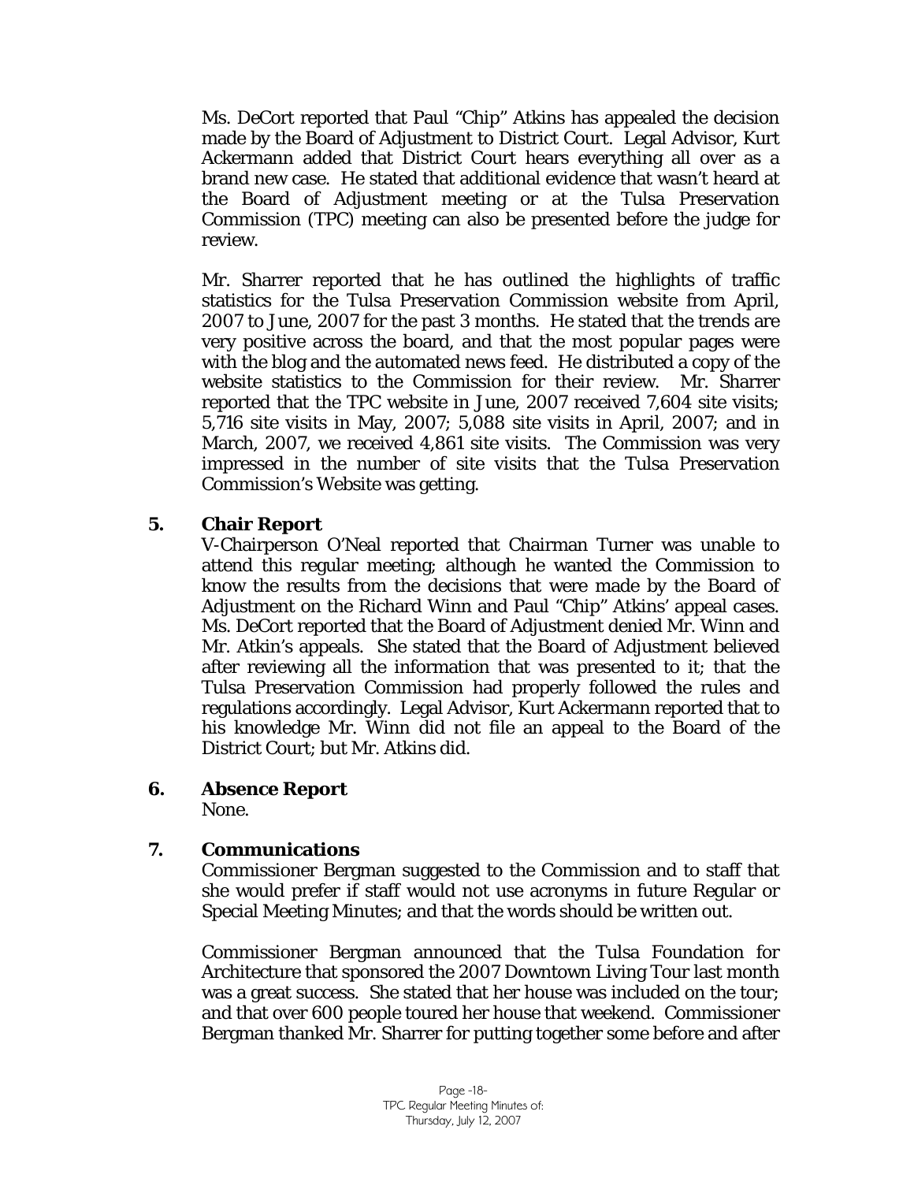Ms. DeCort reported that Paul "Chip" Atkins has appealed the decision made by the Board of Adjustment to District Court. Legal Advisor, Kurt Ackermann added that District Court hears everything all over as a brand new case. He stated that additional evidence that wasn't heard at the Board of Adjustment meeting or at the Tulsa Preservation Commission (TPC) meeting can also be presented before the judge for review.

Mr. Sharrer reported that he has outlined the highlights of traffic statistics for the Tulsa Preservation Commission website from April, 2007 to June, 2007 for the past 3 months. He stated that the trends are very positive across the board, and that the most popular pages were with the blog and the automated news feed. He distributed a copy of the website statistics to the Commission for their review. Mr. Sharrer reported that the TPC website in June, 2007 received 7,604 site visits; 5,716 site visits in May, 2007; 5,088 site visits in April, 2007; and in March, 2007, we received 4,861 site visits. The Commission was very impressed in the number of site visits that the Tulsa Preservation Commission's Website was getting.

**5. Chair Report**

V-Chairperson O'Neal reported that Chairman Turner was unable to attend this regular meeting; although he wanted the Commission to know the results from the decisions that were made by the Board of Adjustment on the Richard Winn and Paul "Chip" Atkins' appeal cases. Ms. DeCort reported that the Board of Adjustment denied Mr. Winn and Mr. Atkin's appeals. She stated that the Board of Adjustment believed after reviewing all the information that was presented to it; that the Tulsa Preservation Commission had properly followed the rules and regulations accordingly. Legal Advisor, Kurt Ackermann reported that to his knowledge Mr. Winn did not file an appeal to the Board of the District Court; but Mr. Atkins did.

**6. Absence Report**

None.

**7. Communications**

Commissioner Bergman suggested to the Commission and to staff that she would prefer if staff would not use acronyms in future Regular or Special Meeting Minutes; and that the words should be written out.

Commissioner Bergman announced that the Tulsa Foundation for Architecture that sponsored the 2007 Downtown Living Tour last month was a great success. She stated that her house was included on the tour; and that over 600 people toured her house that weekend. Commissioner Bergman thanked Mr. Sharrer for putting together some before and after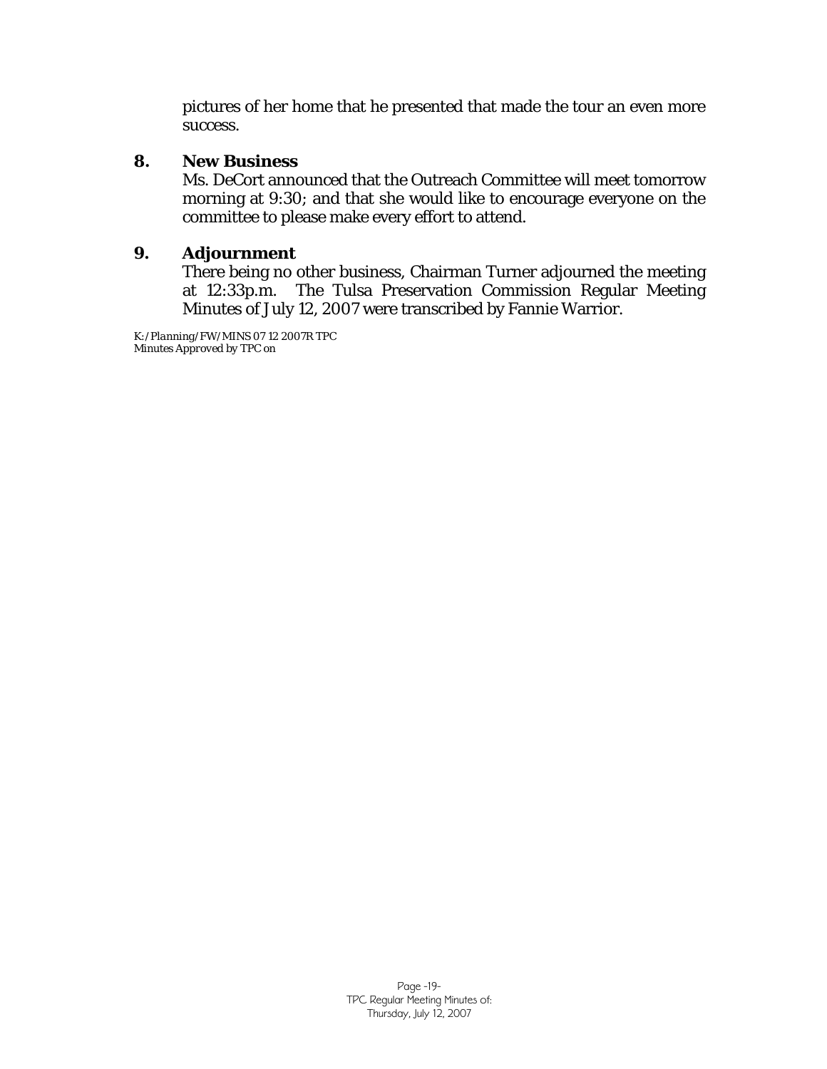pictures of her home that he presented that made the tour an even more success.

## 8. New Business

Ms. DeCort announced that the Outreach Committee will meet tomorrow morning at 9:30; and that she would like to encourage everyone on the committee to please make every effort to attend.

## 9. Adjournment

There being no other business, Chairman Turner adjourned the meeting at 12:33p.m. The Tulsa Preservation Commission Regular Meeting Minutes of July 12, 2007 were transcribed by Fannie Warrior.

*K:/Planning/FW/MINS 07 12 2007R TPC*
*Minutes Approved by TPC on*